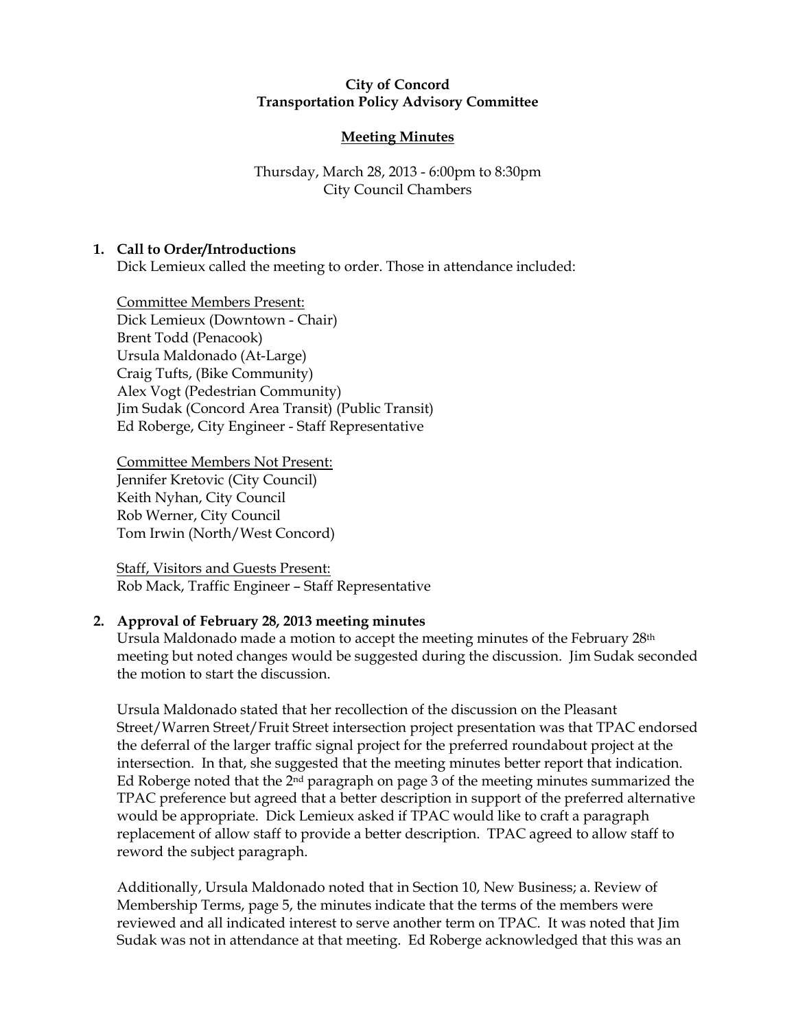**City of Concord**
**Transportation Policy Advisory Committee**

**Meeting Minutes**

Thursday, March 28, 2013 - 6:00pm to 8:30pm
City Council Chambers

1. **Call to Order/Introductions**
   Dick Lemieux called the meeting to order. Those in attendance included:

   Committee Members Present:
   Dick Lemieux (Downtown - Chair)
   Brent Todd (Penacook)
   Ursula Maldonado (At-Large)
   Craig Tufts, (Bike Community)
   Alex Vogt (Pedestrian Community)
   Jim Sudak (Concord Area Transit) (Public Transit)
   Ed Roberge, City Engineer - Staff Representative

   Committee Members Not Present:
   Jennifer Kretovic (City Council)
   Keith Nyhan, City Council
   Rob Werner, City Council
   Tom Irwin (North/West Concord)

   Staff, Visitors and Guests Present:
   Rob Mack, Traffic Engineer – Staff Representative

2. **Approval of February 28, 2013 meeting minutes**
   Ursula Maldonado made a motion to accept the meeting minutes of the February 28th meeting but noted changes would be suggested during the discussion. Jim Sudak seconded the motion to start the discussion.

   Ursula Maldonado stated that her recollection of the discussion on the Pleasant Street/Warren Street/Fruit Street intersection project presentation was that TPAC endorsed the deferral of the larger traffic signal project for the preferred roundabout project at the intersection. In that, she suggested that the meeting minutes better report that indication. Ed Roberge noted that the 2nd paragraph on page 3 of the meeting minutes summarized the TPAC preference but agreed that a better description in support of the preferred alternative would be appropriate. Dick Lemieux asked if TPAC would like to craft a paragraph replacement of allow staff to provide a better description. TPAC agreed to allow staff to reword the subject paragraph.

   Additionally, Ursula Maldonado noted that in Section 10, New Business; a. Review of Membership Terms, page 5, the minutes indicate that the terms of the members were reviewed and all indicated interest to serve another term on TPAC. It was noted that Jim Sudak was not in attendance at that meeting. Ed Roberge acknowledged that this was an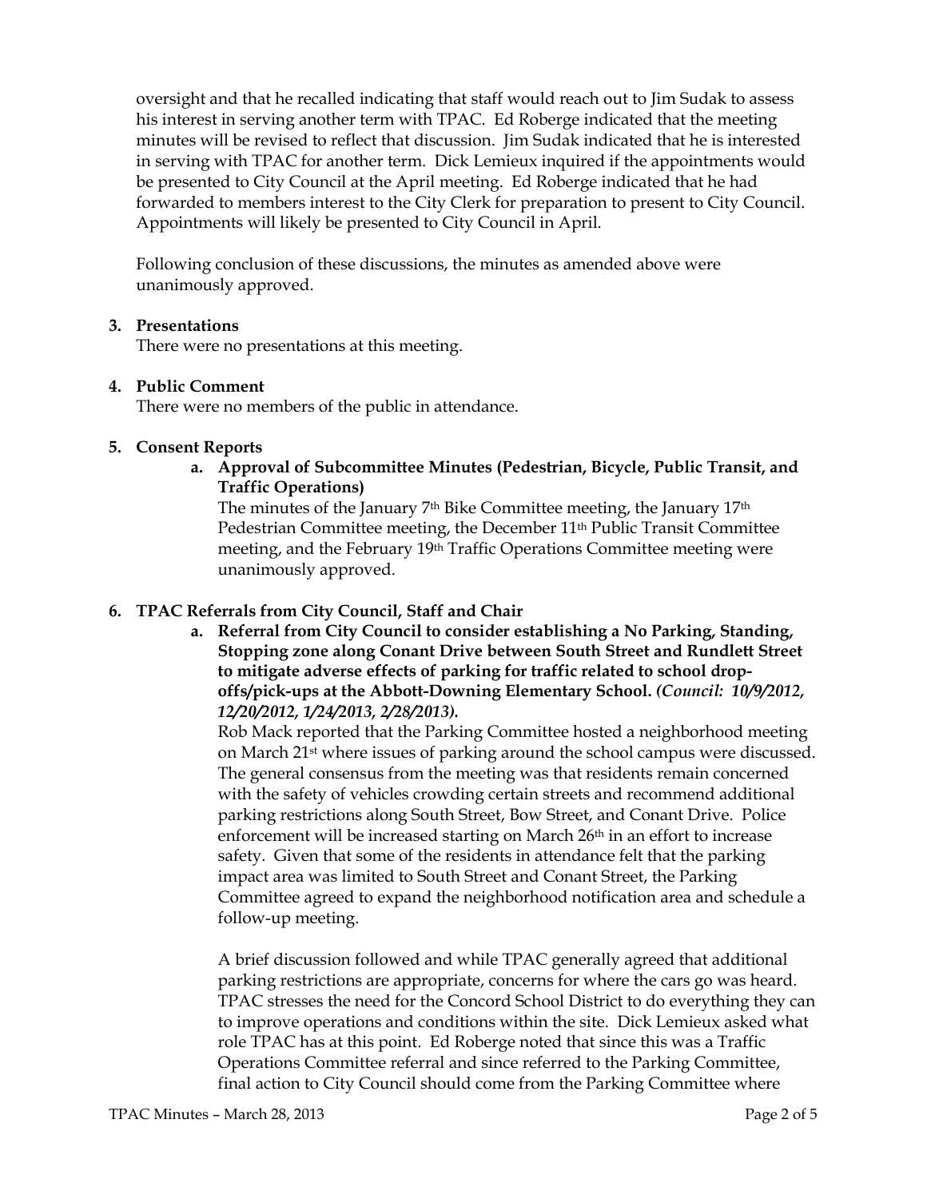oversight and that he recalled indicating that staff would reach out to Jim Sudak to assess his interest in serving another term with TPAC. Ed Roberge indicated that the meeting minutes will be revised to reflect that discussion. Jim Sudak indicated that he is interested in serving with TPAC for another term. Dick Lemieux inquired if the appointments would be presented to City Council at the April meeting. Ed Roberge indicated that he had forwarded to members interest to the City Clerk for preparation to present to City Council. Appointments will likely be presented to City Council in April.

Following conclusion of these discussions, the minutes as amended above were unanimously approved.

**3. Presentations**

There were no presentations at this meeting.

**4. Public Comment**

There were no members of the public in attendance.

**5. Consent Reports**

**a. Approval of Subcommittee Minutes (Pedestrian, Bicycle, Public Transit, and Traffic Operations)**

The minutes of the January 7th Bike Committee meeting, the January 17th Pedestrian Committee meeting, the December 11th Public Transit Committee meeting, and the February 19th Traffic Operations Committee meeting were unanimously approved.

**6. TPAC Referrals from City Council, Staff and Chair**

**a. Referral from City Council to consider establishing a No Parking, Standing, Stopping zone along Conant Drive between South Street and Rundlett Street to mitigate adverse effects of parking for traffic related to school drop-offs/pick-ups at the Abbott-Downing Elementary School.** ***(Council: 10/9/2012, 12/20/2012, 1/24/2013, 2/28/2013).***

Rob Mack reported that the Parking Committee hosted a neighborhood meeting on March 21st where issues of parking around the school campus were discussed. The general consensus from the meeting was that residents remain concerned with the safety of vehicles crowding certain streets and recommend additional parking restrictions along South Street, Bow Street, and Conant Drive. Police enforcement will be increased starting on March 26th in an effort to increase safety. Given that some of the residents in attendance felt that the parking impact area was limited to South Street and Conant Street, the Parking Committee agreed to expand the neighborhood notification area and schedule a follow-up meeting.

A brief discussion followed and while TPAC generally agreed that additional parking restrictions are appropriate, concerns for where the cars go was heard. TPAC stresses the need for the Concord School District to do everything they can to improve operations and conditions within the site. Dick Lemieux asked what role TPAC has at this point. Ed Roberge noted that since this was a Traffic Operations Committee referral and since referred to the Parking Committee, final action to City Council should come from the Parking Committee where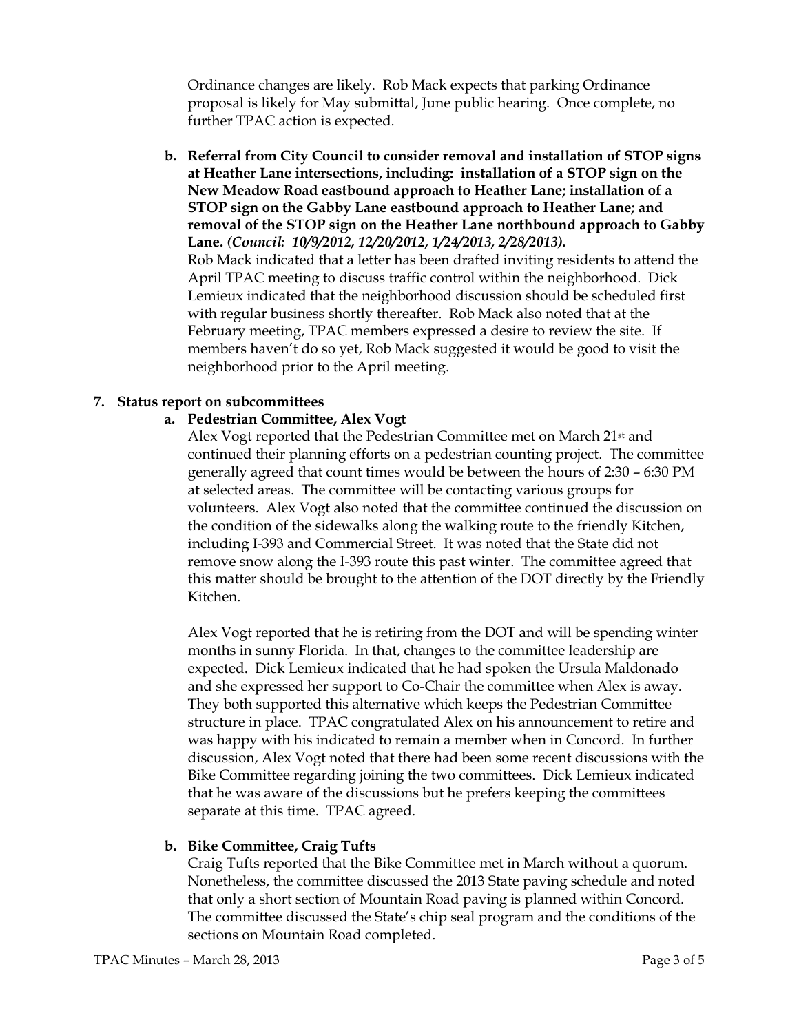Ordinance changes are likely. Rob Mack expects that parking Ordinance proposal is likely for May submittal, June public hearing. Once complete, no further TPAC action is expected.

**b. Referral from City Council to consider removal and installation of STOP signs at Heather Lane intersections, including: installation of a STOP sign on the New Meadow Road eastbound approach to Heather Lane; installation of a STOP sign on the Gabby Lane eastbound approach to Heather Lane; and removal of the STOP sign on the Heather Lane northbound approach to Gabby Lane.** ***(Council: 10/9/2012, 12/20/2012, 1/24/2013, 2/28/2013).***

Rob Mack indicated that a letter has been drafted inviting residents to attend the April TPAC meeting to discuss traffic control within the neighborhood. Dick Lemieux indicated that the neighborhood discussion should be scheduled first with regular business shortly thereafter. Rob Mack also noted that at the February meeting, TPAC members expressed a desire to review the site. If members haven't do so yet, Rob Mack suggested it would be good to visit the neighborhood prior to the April meeting.

**7. Status report on subcommittees**

**a. Pedestrian Committee, Alex Vogt**

Alex Vogt reported that the Pedestrian Committee met on March 21st and continued their planning efforts on a pedestrian counting project. The committee generally agreed that count times would be between the hours of 2:30 – 6:30 PM at selected areas. The committee will be contacting various groups for volunteers. Alex Vogt also noted that the committee continued the discussion on the condition of the sidewalks along the walking route to the friendly Kitchen, including I-393 and Commercial Street. It was noted that the State did not remove snow along the I-393 route this past winter. The committee agreed that this matter should be brought to the attention of the DOT directly by the Friendly Kitchen.

Alex Vogt reported that he is retiring from the DOT and will be spending winter months in sunny Florida. In that, changes to the committee leadership are expected. Dick Lemieux indicated that he had spoken the Ursula Maldonado and she expressed her support to Co-Chair the committee when Alex is away. They both supported this alternative which keeps the Pedestrian Committee structure in place. TPAC congratulated Alex on his announcement to retire and was happy with his indicated to remain a member when in Concord. In further discussion, Alex Vogt noted that there had been some recent discussions with the Bike Committee regarding joining the two committees. Dick Lemieux indicated that he was aware of the discussions but he prefers keeping the committees separate at this time. TPAC agreed.

**b. Bike Committee, Craig Tufts**

Craig Tufts reported that the Bike Committee met in March without a quorum. Nonetheless, the committee discussed the 2013 State paving schedule and noted that only a short section of Mountain Road paving is planned within Concord. The committee discussed the State's chip seal program and the conditions of the sections on Mountain Road completed.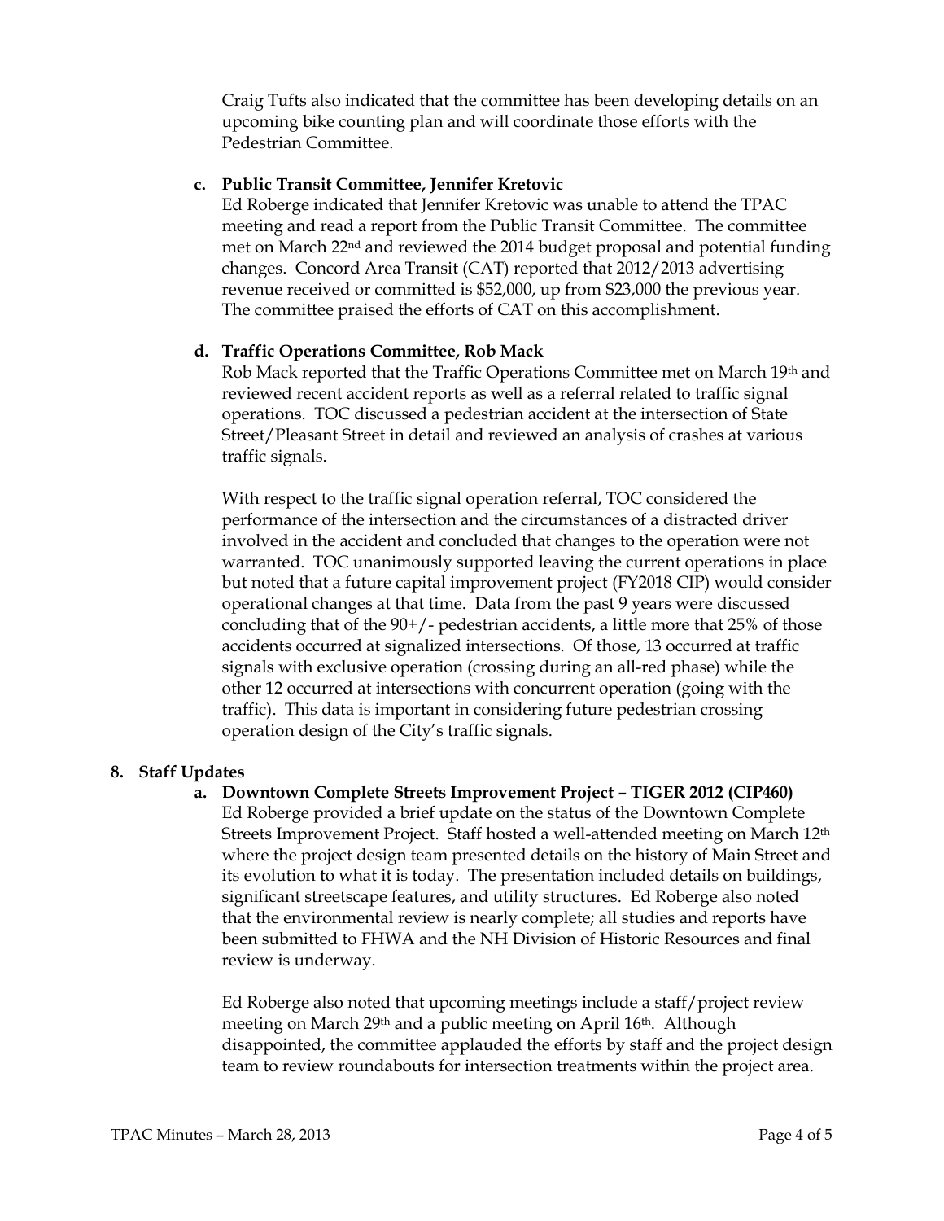Craig Tufts also indicated that the committee has been developing details on an upcoming bike counting plan and will coordinate those efforts with the Pedestrian Committee.

**c. Public Transit Committee, Jennifer Kretovic**

Ed Roberge indicated that Jennifer Kretovic was unable to attend the TPAC meeting and read a report from the Public Transit Committee. The committee met on March 22nd and reviewed the 2014 budget proposal and potential funding changes. Concord Area Transit (CAT) reported that 2012/2013 advertising revenue received or committed is $52,000, up from $23,000 the previous year. The committee praised the efforts of CAT on this accomplishment.

**d. Traffic Operations Committee, Rob Mack**

Rob Mack reported that the Traffic Operations Committee met on March 19th and reviewed recent accident reports as well as a referral related to traffic signal operations. TOC discussed a pedestrian accident at the intersection of State Street/Pleasant Street in detail and reviewed an analysis of crashes at various traffic signals.

With respect to the traffic signal operation referral, TOC considered the performance of the intersection and the circumstances of a distracted driver involved in the accident and concluded that changes to the operation were not warranted. TOC unanimously supported leaving the current operations in place but noted that a future capital improvement project (FY2018 CIP) would consider operational changes at that time. Data from the past 9 years were discussed concluding that of the 90+/- pedestrian accidents, a little more that 25% of those accidents occurred at signalized intersections. Of those, 13 occurred at traffic signals with exclusive operation (crossing during an all-red phase) while the other 12 occurred at intersections with concurrent operation (going with the traffic). This data is important in considering future pedestrian crossing operation design of the City's traffic signals.

**8. Staff Updates**

**a. Downtown Complete Streets Improvement Project – TIGER 2012 (CIP460)**

Ed Roberge provided a brief update on the status of the Downtown Complete Streets Improvement Project. Staff hosted a well-attended meeting on March 12th where the project design team presented details on the history of Main Street and its evolution to what it is today. The presentation included details on buildings, significant streetscape features, and utility structures. Ed Roberge also noted that the environmental review is nearly complete; all studies and reports have been submitted to FHWA and the NH Division of Historic Resources and final review is underway.

Ed Roberge also noted that upcoming meetings include a staff/project review meeting on March 29th and a public meeting on April 16th. Although disappointed, the committee applauded the efforts by staff and the project design team to review roundabouts for intersection treatments within the project area.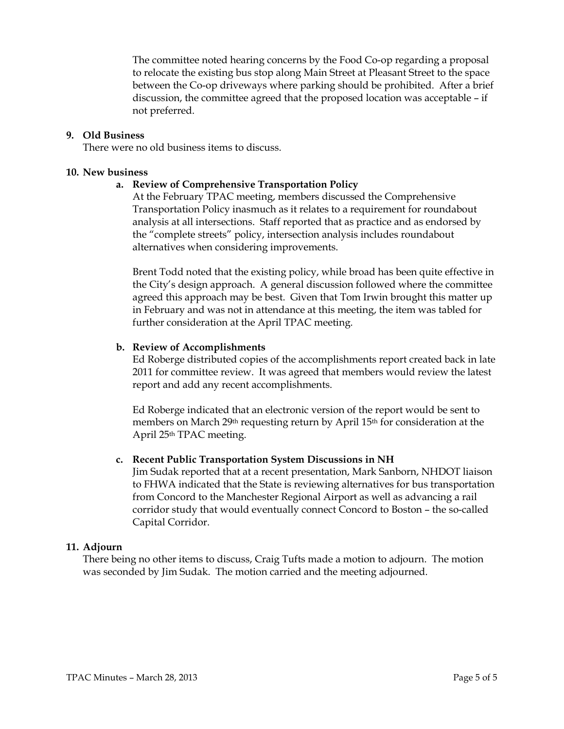The committee noted hearing concerns by the Food Co-op regarding a proposal to relocate the existing bus stop along Main Street at Pleasant Street to the space between the Co-op driveways where parking should be prohibited. After a brief discussion, the committee agreed that the proposed location was acceptable – if not preferred.

**9. Old Business**

There were no old business items to discuss.

**10. New business**

**a. Review of Comprehensive Transportation Policy**

At the February TPAC meeting, members discussed the Comprehensive Transportation Policy inasmuch as it relates to a requirement for roundabout analysis at all intersections. Staff reported that as practice and as endorsed by the "complete streets" policy, intersection analysis includes roundabout alternatives when considering improvements.

Brent Todd noted that the existing policy, while broad has been quite effective in the City's design approach. A general discussion followed where the committee agreed this approach may be best. Given that Tom Irwin brought this matter up in February and was not in attendance at this meeting, the item was tabled for further consideration at the April TPAC meeting.

**b. Review of Accomplishments**

Ed Roberge distributed copies of the accomplishments report created back in late 2011 for committee review. It was agreed that members would review the latest report and add any recent accomplishments.

Ed Roberge indicated that an electronic version of the report would be sent to members on March 29th requesting return by April 15th for consideration at the April 25th TPAC meeting.

**c. Recent Public Transportation System Discussions in NH**

Jim Sudak reported that at a recent presentation, Mark Sanborn, NHDOT liaison to FHWA indicated that the State is reviewing alternatives for bus transportation from Concord to the Manchester Regional Airport as well as advancing a rail corridor study that would eventually connect Concord to Boston – the so-called Capital Corridor.

**11. Adjourn**

There being no other items to discuss, Craig Tufts made a motion to adjourn. The motion was seconded by Jim Sudak. The motion carried and the meeting adjourned.